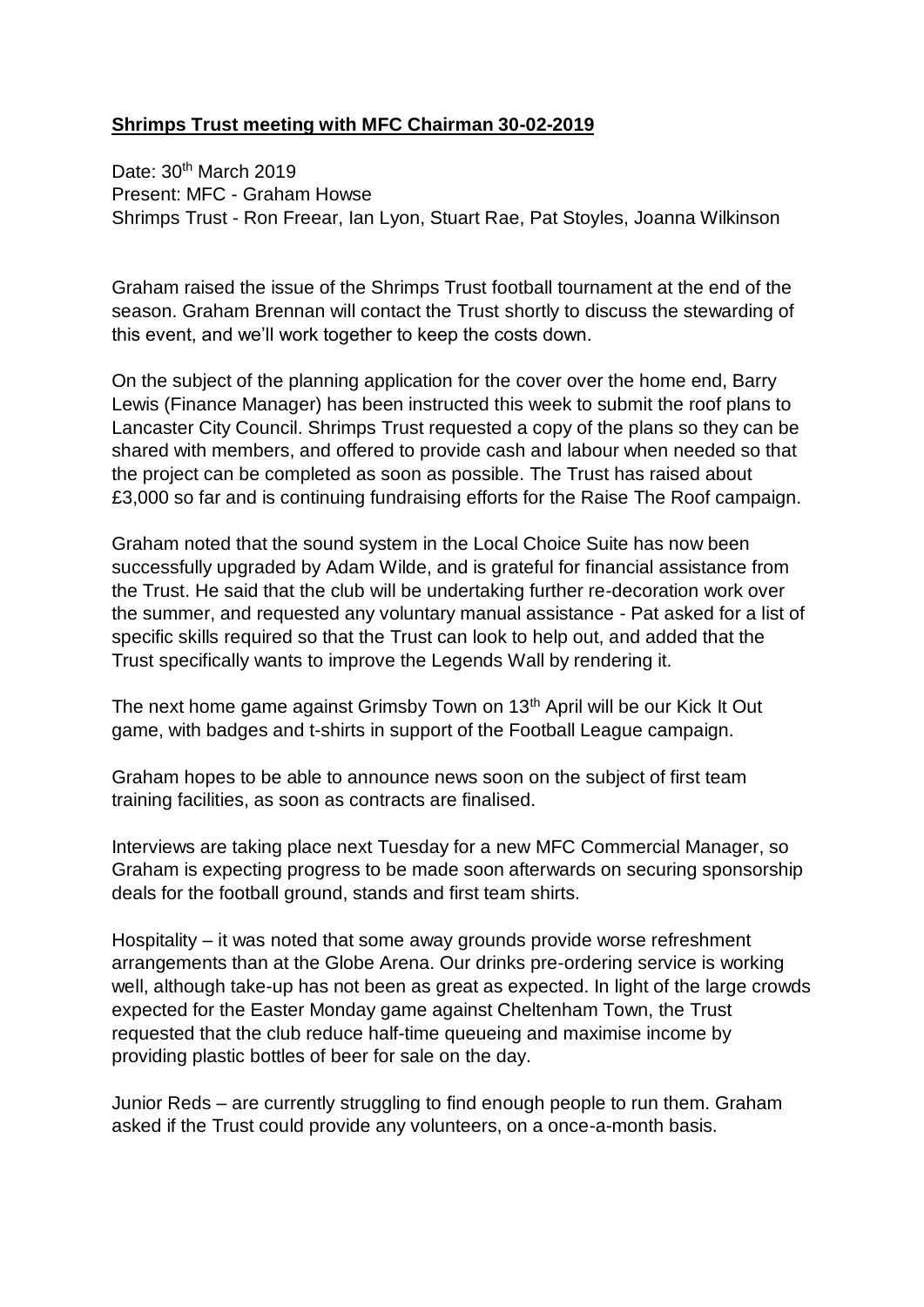**Shrimps Trust meeting with MFC Chairman 30-02-2019**

Date: 30th March 2019
Present: MFC - Graham Howse
Shrimps Trust - Ron Freear, Ian Lyon, Stuart Rae, Pat Stoyles, Joanna Wilkinson

Graham raised the issue of the Shrimps Trust football tournament at the end of the season. Graham Brennan will contact the Trust shortly to discuss the stewarding of this event, and we'll work together to keep the costs down.

On the subject of the planning application for the cover over the home end, Barry Lewis (Finance Manager) has been instructed this week to submit the roof plans to Lancaster City Council. Shrimps Trust requested a copy of the plans so they can be shared with members, and offered to provide cash and labour when needed so that the project can be completed as soon as possible. The Trust has raised about £3,000 so far and is continuing fundraising efforts for the Raise The Roof campaign.

Graham noted that the sound system in the Local Choice Suite has now been successfully upgraded by Adam Wilde, and is grateful for financial assistance from the Trust. He said that the club will be undertaking further re-decoration work over the summer, and requested any voluntary manual assistance - Pat asked for a list of specific skills required so that the Trust can look to help out, and added that the Trust specifically wants to improve the Legends Wall by rendering it.

The next home game against Grimsby Town on 13th April will be our Kick It Out game, with badges and t-shirts in support of the Football League campaign.

Graham hopes to be able to announce news soon on the subject of first team training facilities, as soon as contracts are finalised.

Interviews are taking place next Tuesday for a new MFC Commercial Manager, so Graham is expecting progress to be made soon afterwards on securing sponsorship deals for the football ground, stands and first team shirts.

Hospitality – it was noted that some away grounds provide worse refreshment arrangements than at the Globe Arena. Our drinks pre-ordering service is working well, although take-up has not been as great as expected. In light of the large crowds expected for the Easter Monday game against Cheltenham Town, the Trust requested that the club reduce half-time queueing and maximise income by providing plastic bottles of beer for sale on the day.

Junior Reds – are currently struggling to find enough people to run them. Graham asked if the Trust could provide any volunteers, on a once-a-month basis.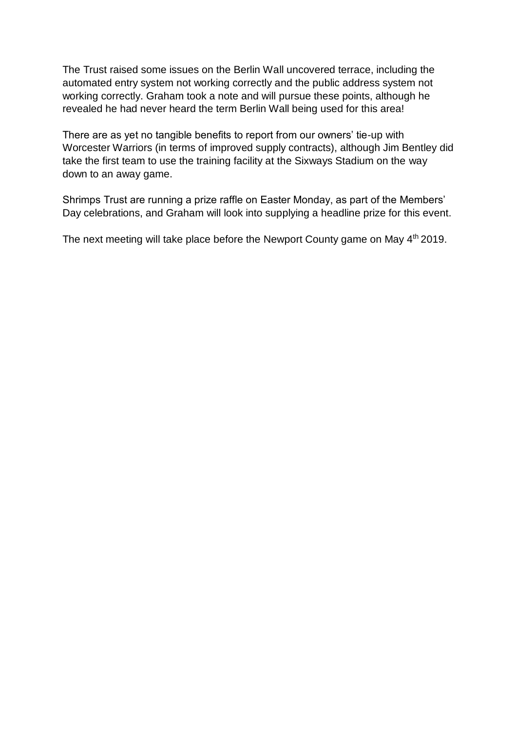The Trust raised some issues on the Berlin Wall uncovered terrace, including the automated entry system not working correctly and the public address system not working correctly. Graham took a note and will pursue these points, although he revealed he had never heard the term Berlin Wall being used for this area!

There are as yet no tangible benefits to report from our owners' tie-up with Worcester Warriors (in terms of improved supply contracts), although Jim Bentley did take the first team to use the training facility at the Sixways Stadium on the way down to an away game.

Shrimps Trust are running a prize raffle on Easter Monday, as part of the Members' Day celebrations, and Graham will look into supplying a headline prize for this event.

The next meeting will take place before the Newport County game on May 4th 2019.